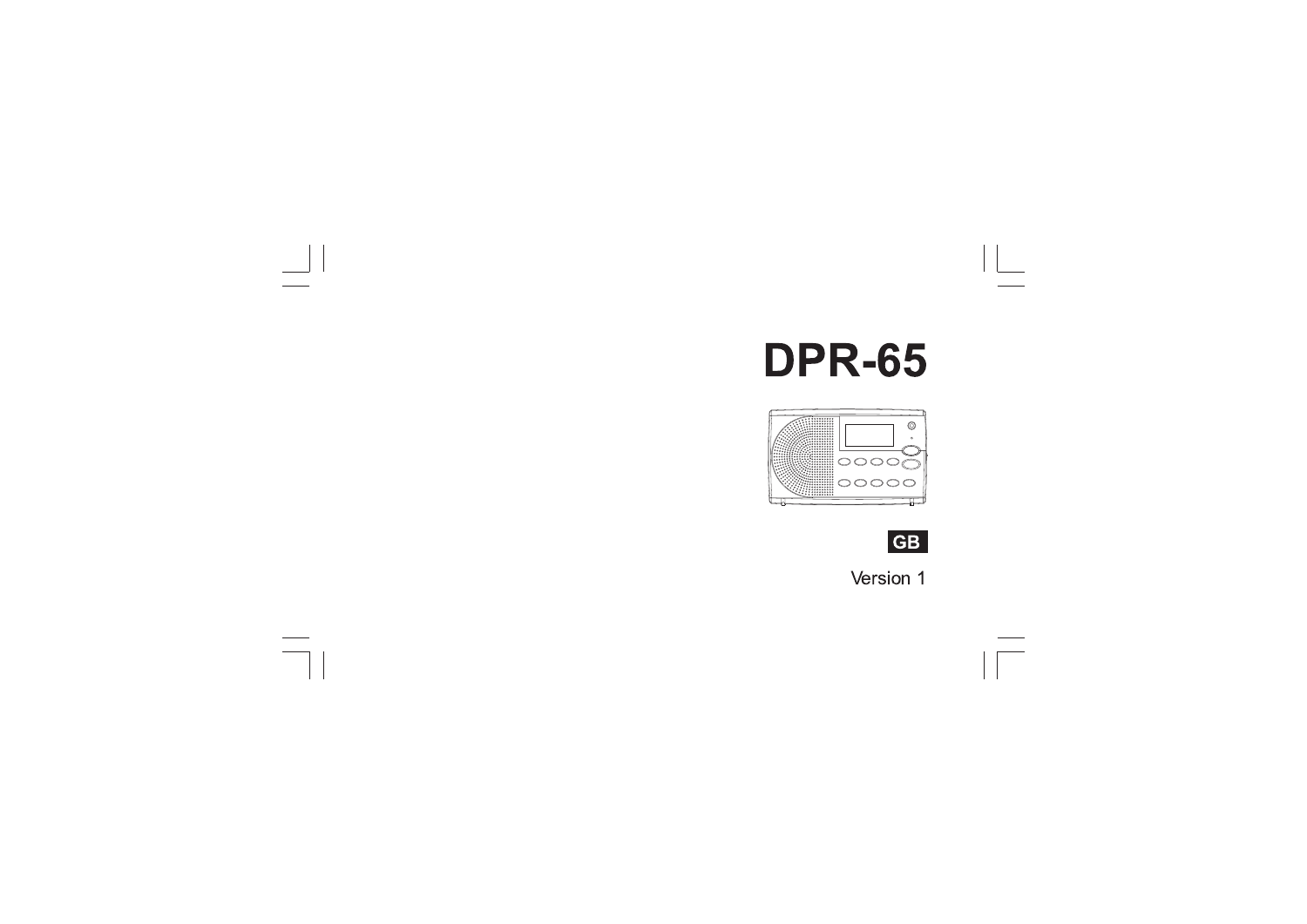# DPR-65

GB

Version 1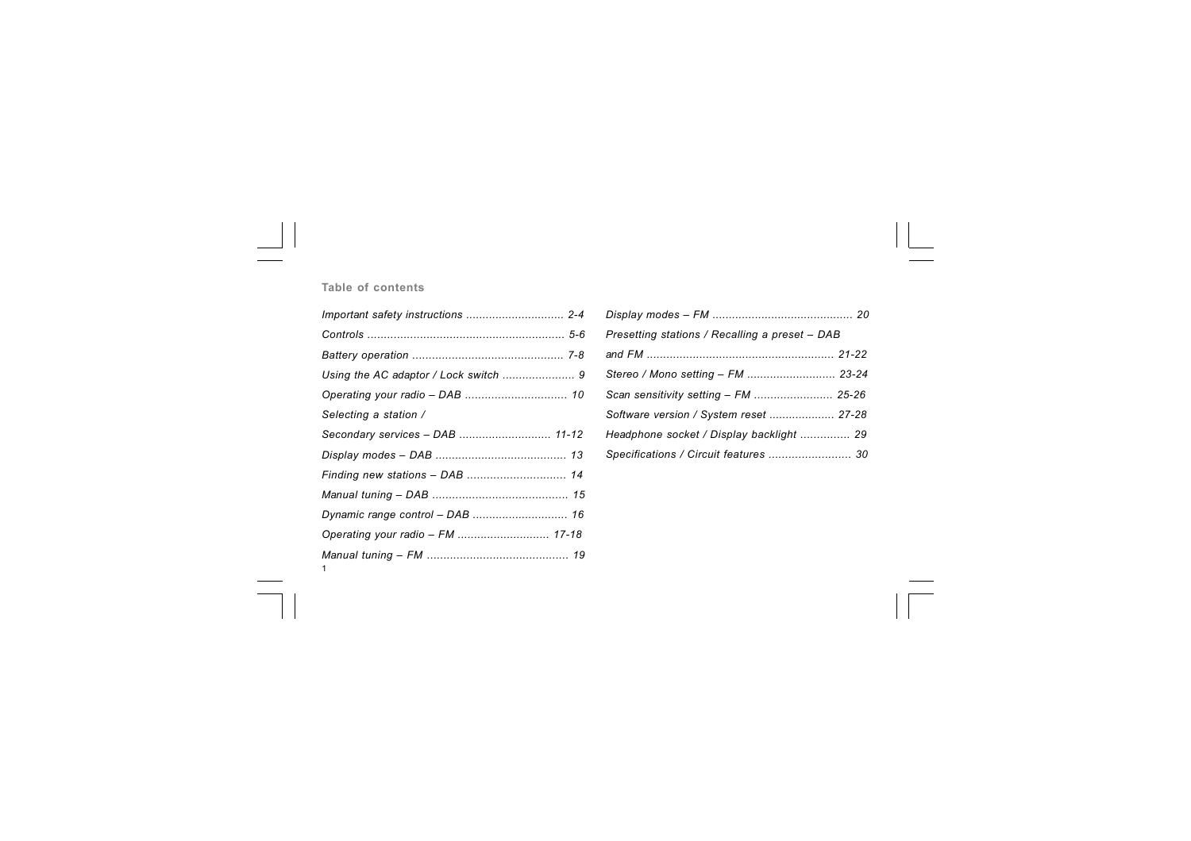## Table of contents

*Important safety instructions .............................. 2-4*

*Controls ........................................................... 5-6*

*Battery operation ............................................. 7-8*

*Using the AC adaptor / Lock switch ...................... 9*

*Operating your radio – DAB ............................... 10*

*Selecting a station /*

*Secondary services – DAB ............................ 11-12*

*Display modes – DAB ....................................... 13*

*Finding new stations – DAB .............................. 14*

*Manual tuning – DAB ......................................... 15*

*Dynamic range control – DAB ............................ 16*

*Operating your radio – FM ............................ 17-18*

*Manual tuning – FM .......................................... 19*

*Display modes – FM .......................................... 20*

*Presetting stations / Recalling a preset – DAB*

*and FM ........................................................ 21-22*

*Stereo / Mono setting – FM ........................... 23-24*

*Scan sensitivity setting – FM ........................ 25-26*

*Software version / System reset .................... 27-28*

*Headphone socket / Display backlight ............... 29*

*Specifications / Circuit features ......................... 30*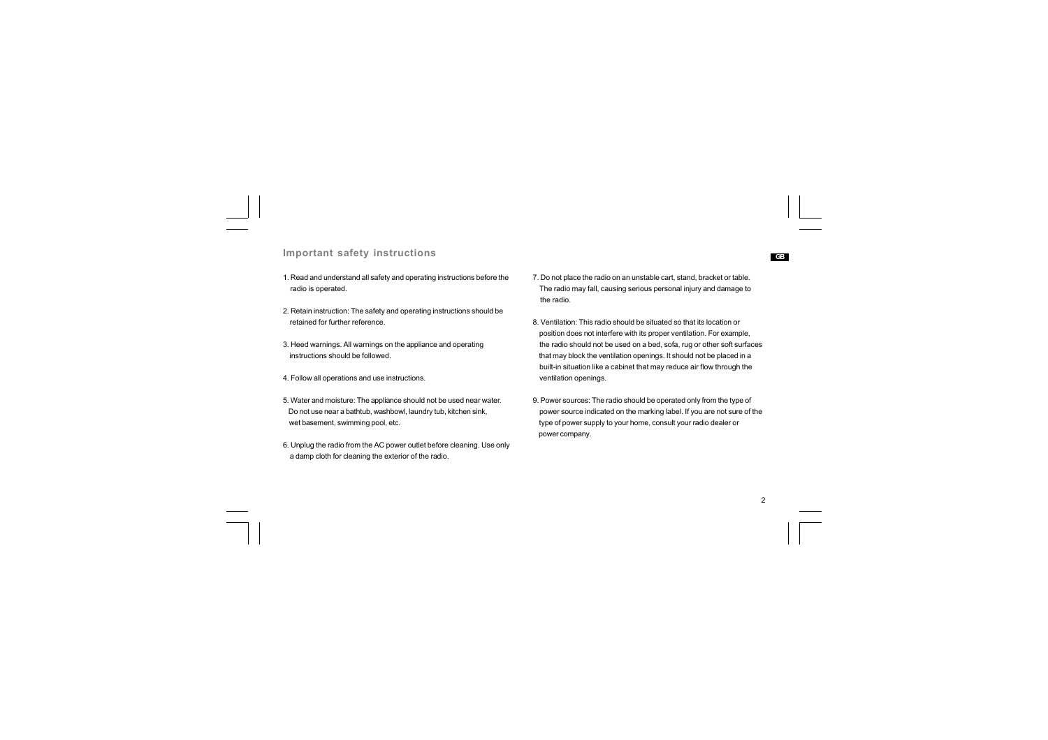## Important safety instructions

1. Read and understand all safety and operating instructions before the radio is operated.

2. Retain instruction: The safety and operating instructions should be retained for further reference.

3. Heed warnings. All warnings on the appliance and operating instructions should be followed.

4. Follow all operations and use instructions.

5. Water and moisture: The appliance should not be used near water. Do not use near a bathtub, washbowl, laundry tub, kitchen sink, wet basement, swimming pool, etc.

6. Unplug the radio from the AC power outlet before cleaning. Use only a damp cloth for cleaning the exterior of the radio.

7. Do not place the radio on an unstable cart, stand, bracket or table. The radio may fall, causing serious personal injury and damage to the radio.

8. Ventilation: This radio should be situated so that its location or position does not interfere with its proper ventilation. For example, the radio should not be used on a bed, sofa, rug or other soft surfaces that may block the ventilation openings. It should not be placed in a built-in situation like a cabinet that may reduce air flow through the ventilation openings.

9. Power sources: The radio should be operated only from the type of power source indicated on the marking label. If you are not sure of the type of power supply to your home, consult your radio dealer or power company.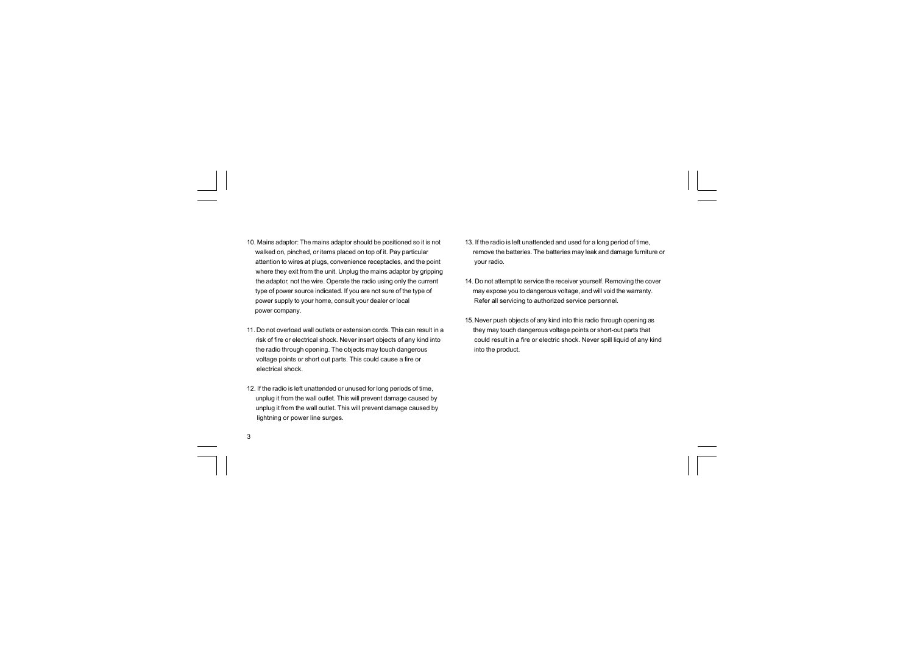10. Mains adaptor: The mains adaptor should be positioned so it is not walked on, pinched, or items placed on top of it. Pay particular attention to wires at plugs, convenience receptacles, and the point where they exit from the unit. Unplug the mains adaptor by gripping the adaptor, not the wire. Operate the radio using only the current type of power source indicated. If you are not sure of the type of power supply to your home, consult your dealer or local power company.

11. Do not overload wall outlets or extension cords. This can result in a risk of fire or electrical shock. Never insert objects of any kind into the radio through opening. The objects may touch dangerous voltage points or short out parts. This could cause a fire or electrical shock.

12. If the radio is left unattended or unused for long periods of time, unplug it from the wall outlet. This will prevent damage caused by unplug it from the wall outlet. This will prevent damage caused by lightning or power line surges.

13. If the radio is left unattended and used for a long period of time, remove the batteries. The batteries may leak and damage furniture or your radio.

14. Do not attempt to service the receiver yourself. Removing the cover may expose you to dangerous voltage, and will void the warranty. Refer all servicing to authorized service personnel.

15. Never push objects of any kind into this radio through opening as they may touch dangerous voltage points or short-out parts that could result in a fire or electric shock. Never spill liquid of any kind into the product.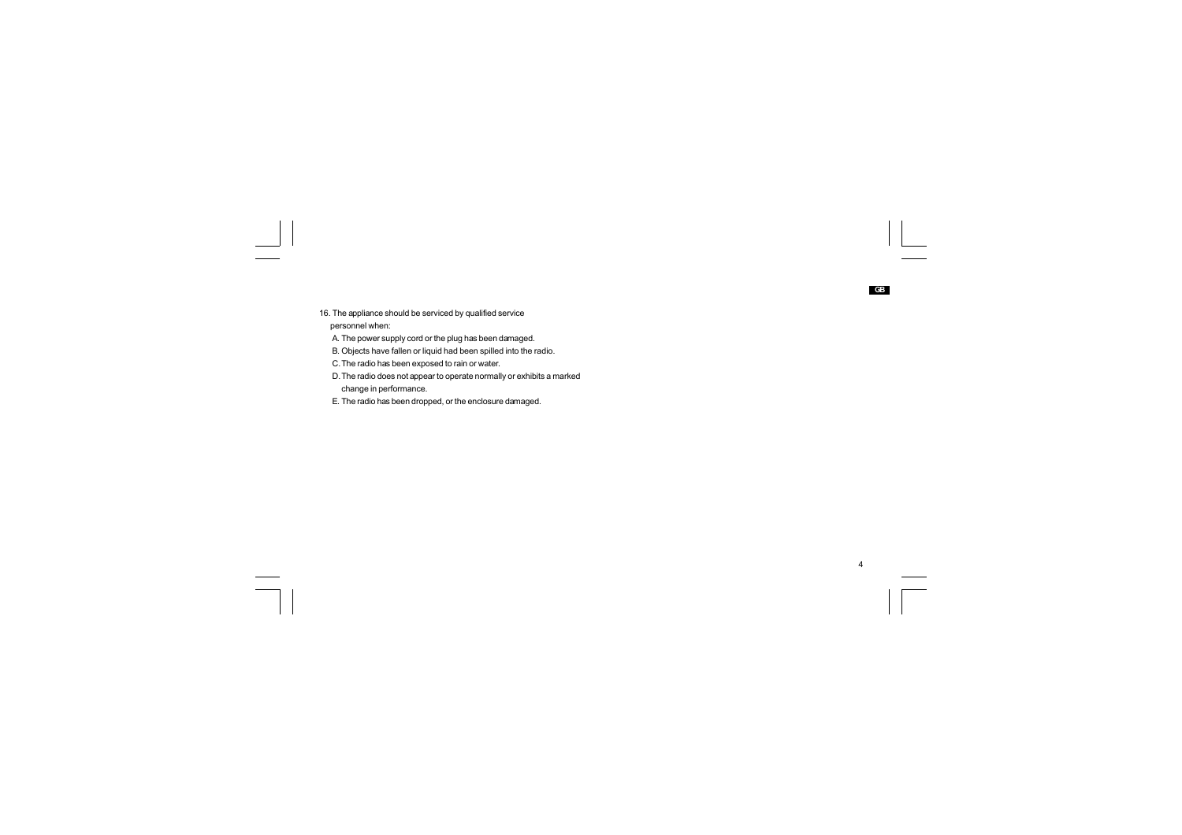16. The appliance should be serviced by qualified service personnel when:

    A. The power supply cord or the plug has been damaged.

    B. Objects have fallen or liquid had been spilled into the radio.

    C. The radio has been exposed to rain or water.

    D. The radio does not appear to operate normally or exhibits a marked change in performance.

    E. The radio has been dropped, or the enclosure damaged.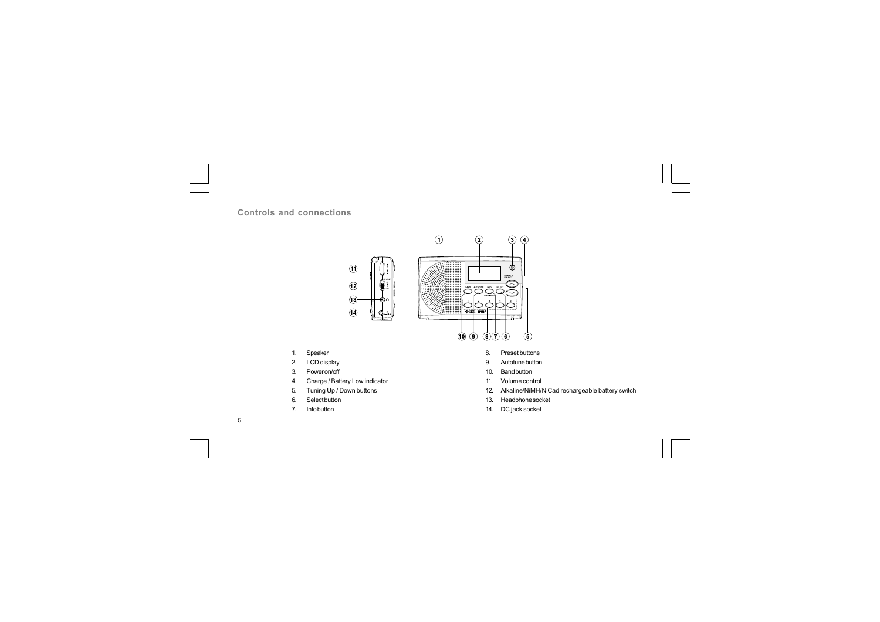## Controls and connections

1. Speaker
2. LCD display
3. Power on/off
4. Charge / Battery Low indicator
5. Tuning Up / Down buttons
6. Select button
7. Info button
8. Preset buttons
9. Autotune button
10. Band button
11. Volume control
12. Alkaline/NiMH/NiCad rechargeable battery switch
13. Headphone socket
14. DC jack socket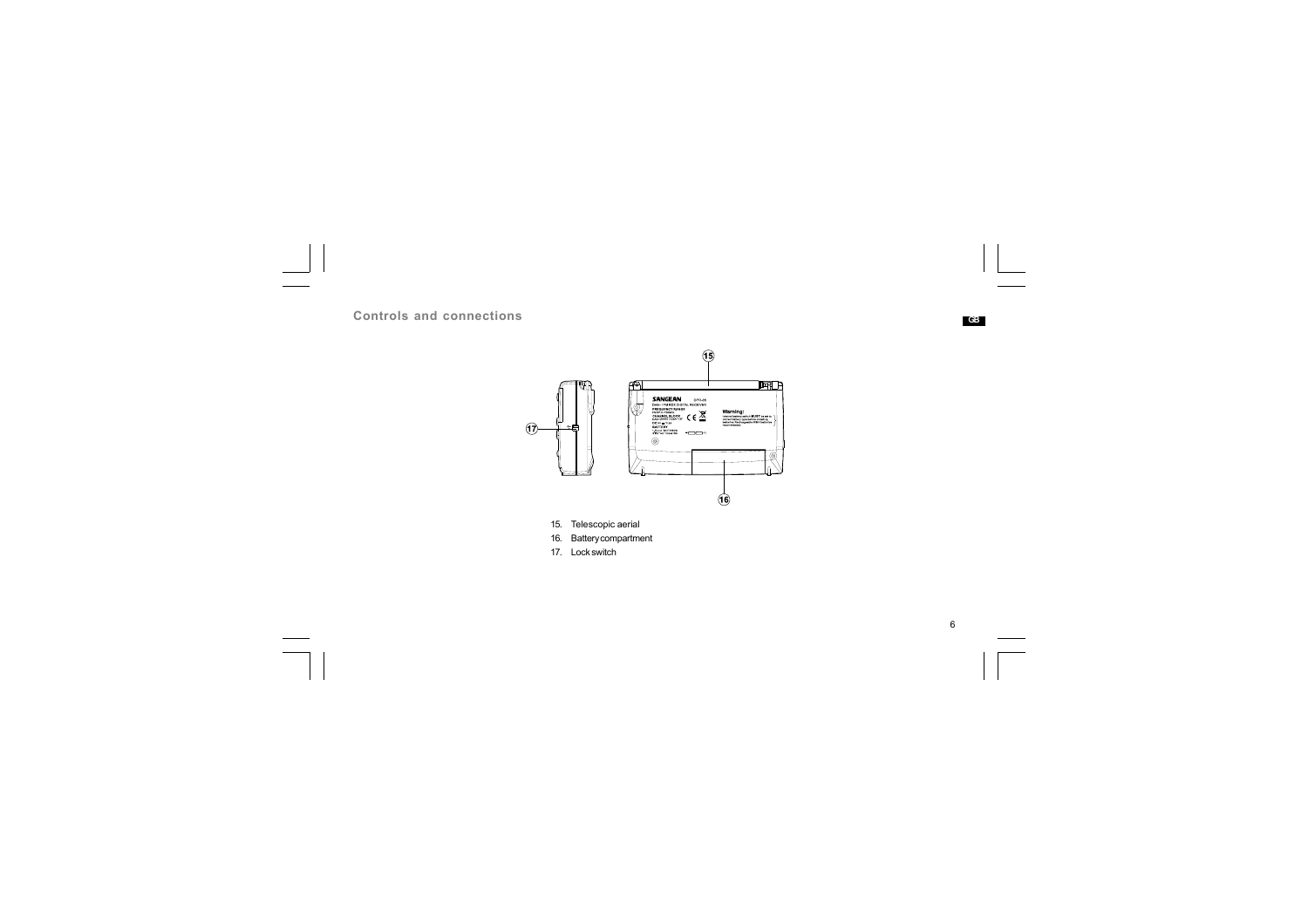## Controls and connections

15. Telescopic aerial
16. Battery compartment
17. Lock switch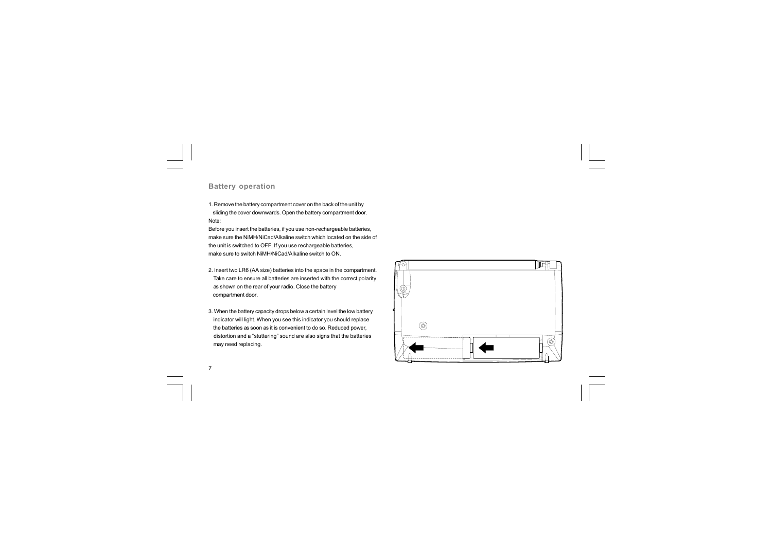## Battery operation

1. Remove the battery compartment cover on the back of the unit by sliding the cover downwards. Open the battery compartment door.

Note:

Before you insert the batteries, if you use non-rechargeable batteries, make sure the NiMH/NiCad/Alkaline switch which located on the side of the unit is switched to OFF. If you use rechargeable batteries, make sure to switch NiMH/NiCad/Alkaline switch to ON.

2. Insert two LR6 (AA size) batteries into the space in the compartment. Take care to ensure all batteries are inserted with the correct polarity as shown on the rear of your radio. Close the battery compartment door.

3. When the battery capacity drops below a certain level the low battery indicator will light. When you see this indicator you should replace the batteries as soon as it is convenient to do so. Reduced power, distortion and a "stuttering" sound are also signs that the batteries may need replacing.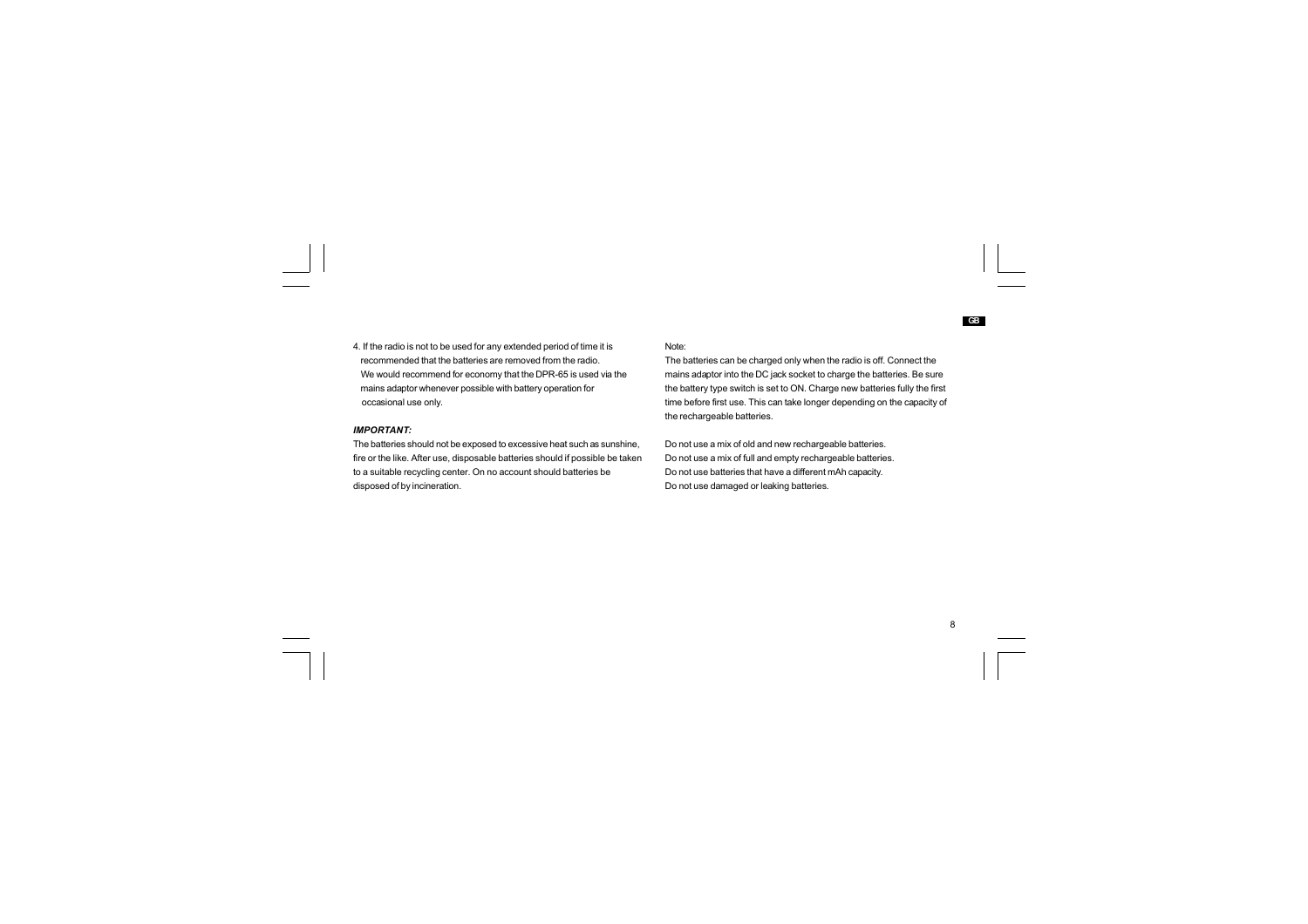4. If the radio is not to be used for any extended period of time it is recommended that the batteries are removed from the radio.
   We would recommend for economy that the DPR-65 is used via the mains adaptor whenever possible with battery operation for occasional use only.

***IMPORTANT:***

The batteries should not be exposed to excessive heat such as sunshine, fire or the like. After use, disposable batteries should if possible be taken to a suitable recycling center. On no account should batteries be disposed of by incineration.

Note:

The batteries can be charged only when the radio is off. Connect the mains adaptor into the DC jack socket to charge the batteries. Be sure the battery type switch is set to ON. Charge new batteries fully the first time before first use. This can take longer depending on the capacity of the rechargeable batteries.

Do not use a mix of old and new rechargeable batteries.
Do not use a mix of full and empty rechargeable batteries.
Do not use batteries that have a different mAh capacity.
Do not use damaged or leaking batteries.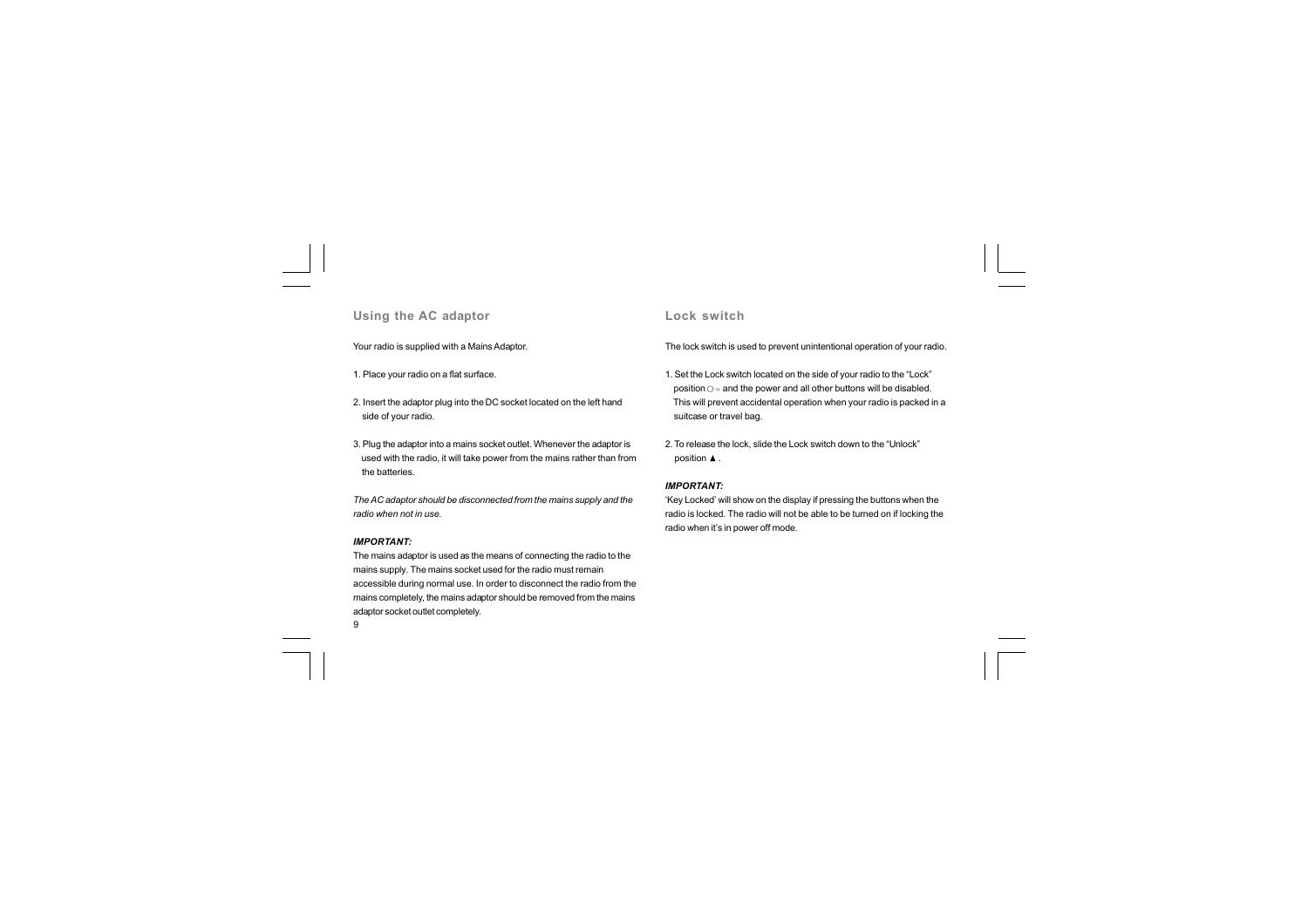## Using the AC adaptor

Your radio is supplied with a Mains Adaptor.

1. Place your radio on a flat surface.

2. Insert the adaptor plug into the DC socket located on the left hand side of your radio.

3. Plug the adaptor into a mains socket outlet. Whenever the adaptor is used with the radio, it will take power from the mains rather than from the batteries.

*The AC adaptor should be disconnected from the mains supply and the radio when not in use.*

***IMPORTANT:***

The mains adaptor is used as the means of connecting the radio to the mains supply. The mains socket used for the radio must remain accessible during normal use. In order to disconnect the radio from the mains completely, the mains adaptor should be removed from the mains adaptor socket outlet completely.

## Lock switch

The lock switch is used to prevent unintentional operation of your radio.

1. Set the Lock switch located on the side of your radio to the "Lock" position ⊙ and the power and all other buttons will be disabled. This will prevent accidental operation when your radio is packed in a suitcase or travel bag.

2. To release the lock, slide the Lock switch down to the "Unlock" position ▲ .

***IMPORTANT:***

'Key Locked' will show on the display if pressing the buttons when the radio is locked. The radio will not be able to be turned on if locking the radio when it's in power off mode.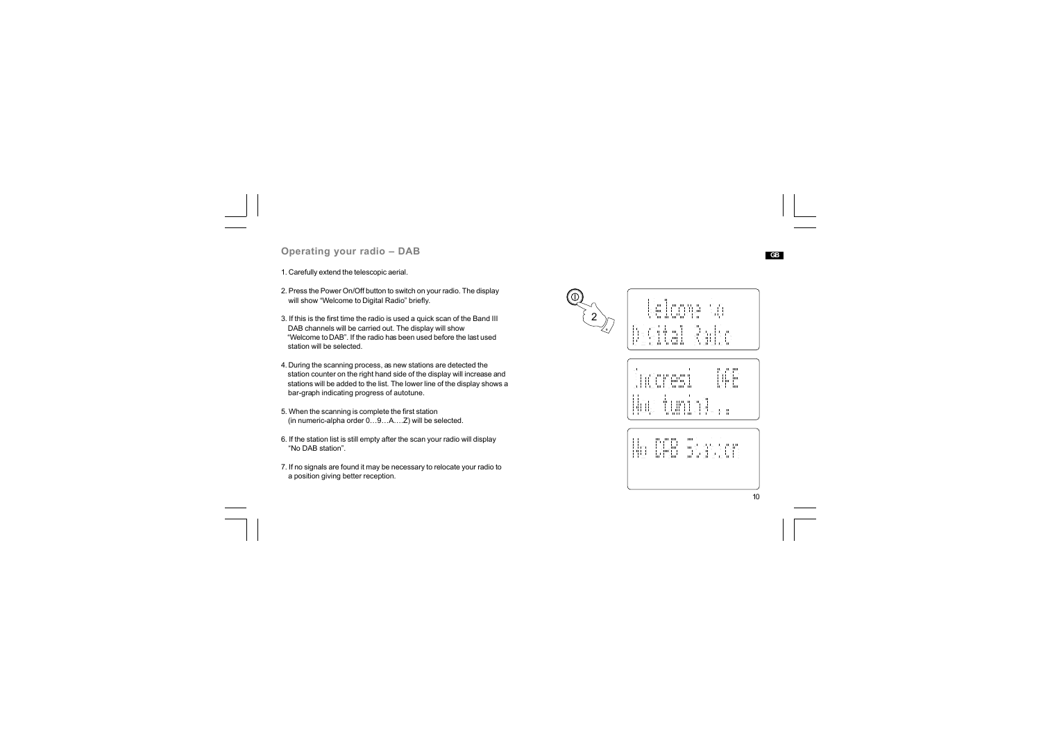## Operating your radio – DAB

1. Carefully extend the telescopic aerial.

2. Press the Power On/Off button to switch on your radio. The display will show "Welcome to Digital Radio" briefly.

3. If this is the first time the radio is used a quick scan of the Band III DAB channels will be carried out. The display will show "Welcome to DAB". If the radio has been used before the last used station will be selected.

4. During the scanning process, as new stations are detected the station counter on the right hand side of the display will increase and stations will be added to the list. The lower line of the display shows a bar-graph indicating progress of autotune.

5. When the scanning is complete the first station (in numeric-alpha order 0…9…A….Z) will be selected.

6. If the station list is still empty after the scan your radio will display "No DAB station".

7. If no signals are found it may be necessary to relocate your radio to a position giving better reception.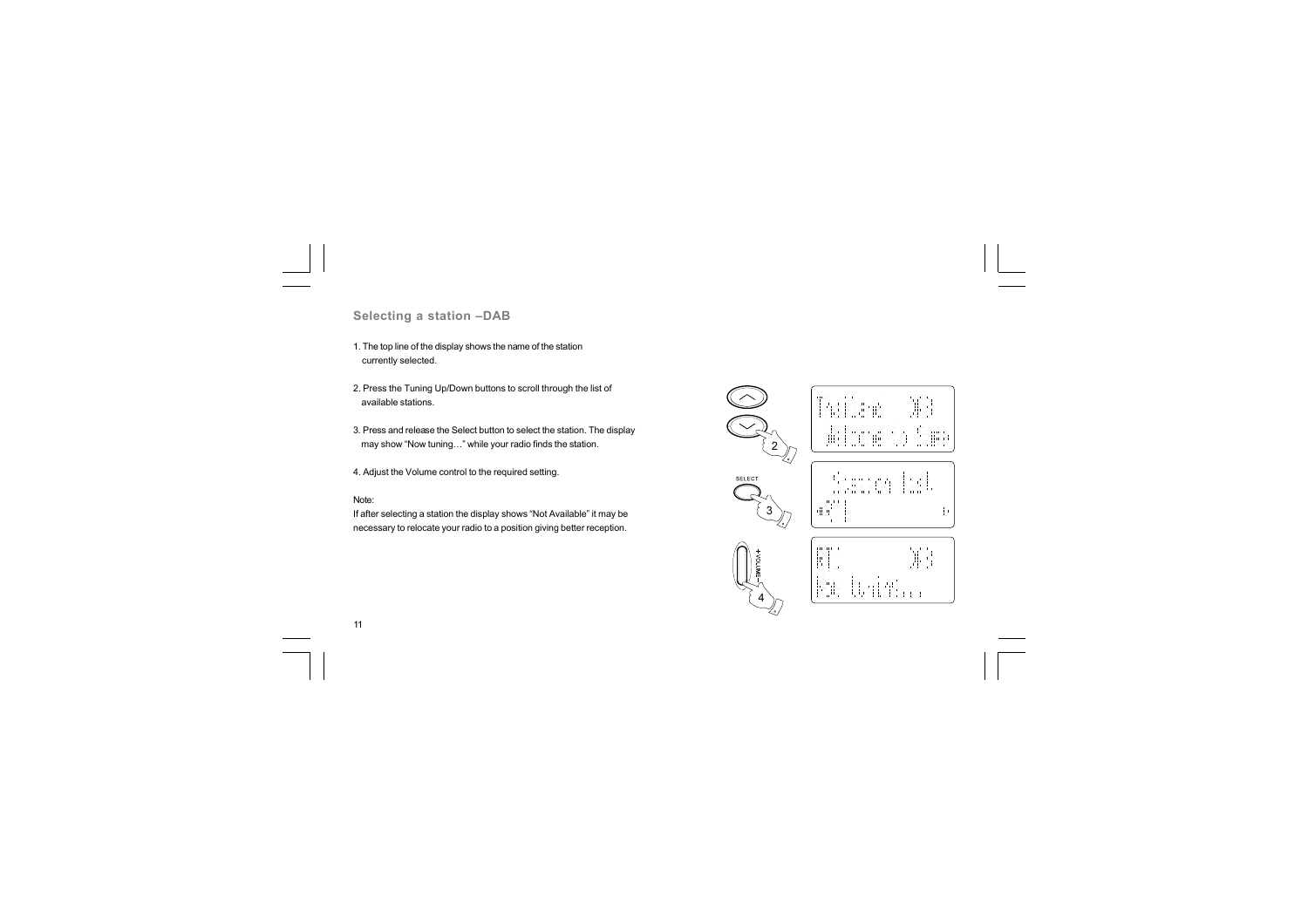## Selecting a station –DAB

1. The top line of the display shows the name of the station currently selected.

2. Press the Tuning Up/Down buttons to scroll through the list of available stations.

3. Press and release the Select button to select the station. The display may show “Now tuning…” while your radio finds the station.

4. Adjust the Volume control to the required setting.

Note:
If after selecting a station the display shows “Not Available” it may be necessary to relocate your radio to a position giving better reception.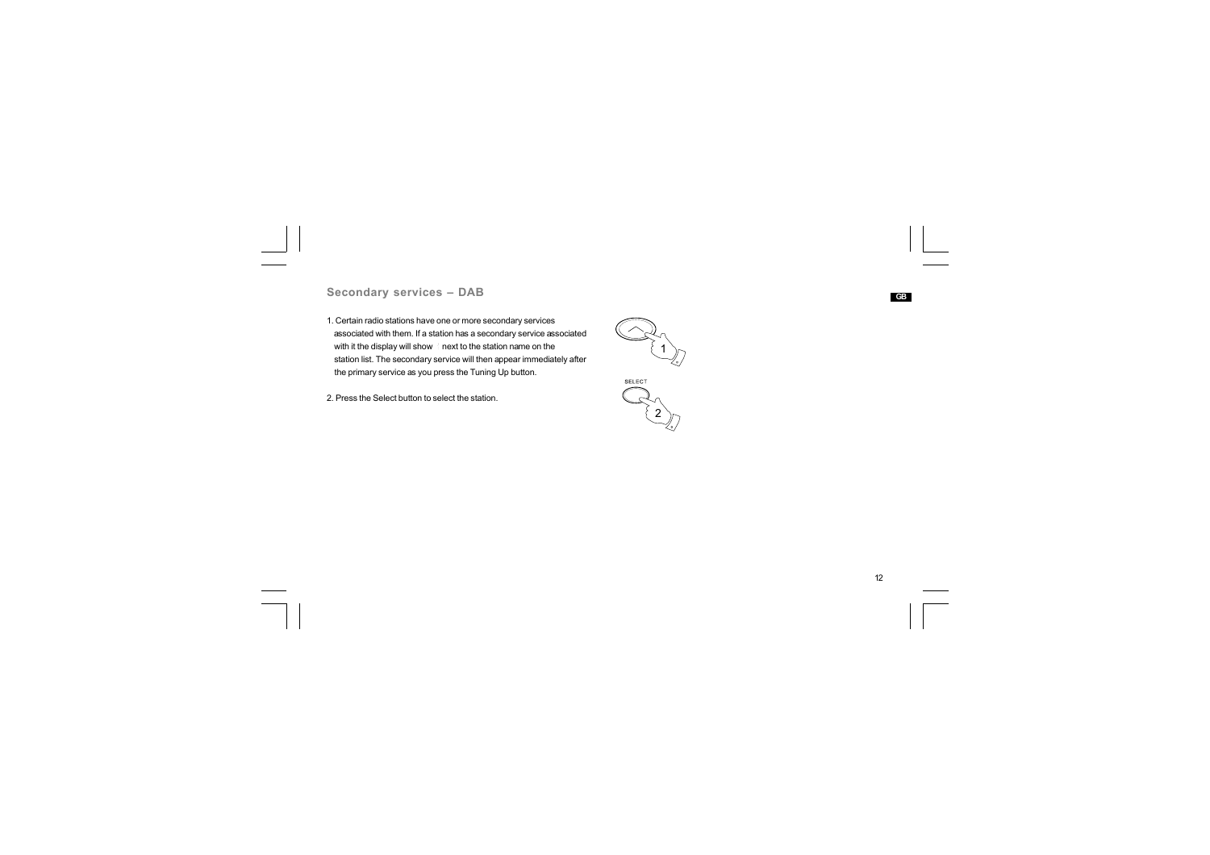## Secondary services – DAB

1. Certain radio stations have one or more secondary services associated with them. If a station has a secondary service associated with it the display will show next to the station name on the station list. The secondary service will then appear immediately after the primary service as you press the Tuning Up button.

2. Press the Select button to select the station.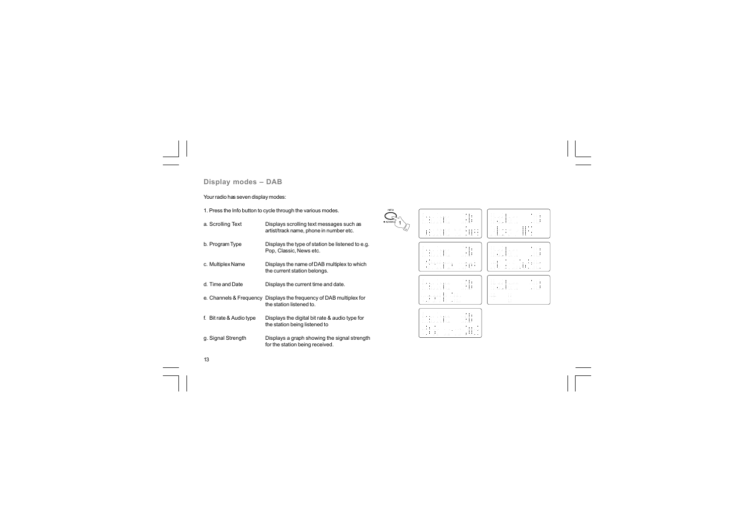## Display modes – DAB

Your radio has seven display modes:

1. Press the Info button to cycle through the various modes.

| | |
|---|---|
| a. Scrolling Text | Displays scrolling text messages such as artist/track name, phone in number etc. |
| b. Program Type | Displays the type of station be listened to e.g. Pop, Classic, News etc. |
| c. Multiplex Name | Displays the name of DAB multiplex to which the current station belongs. |
| d. Time and Date | Displays the current time and date. |
| e. Channels & Frequency | Displays the frequency of DAB multiplex for the station listened to. |
| f. Bit rate & Audio type | Displays the digital bit rate & audio type for the station being listened to |
| g. Signal Strength | Displays a graph showing the signal strength for the station being received. |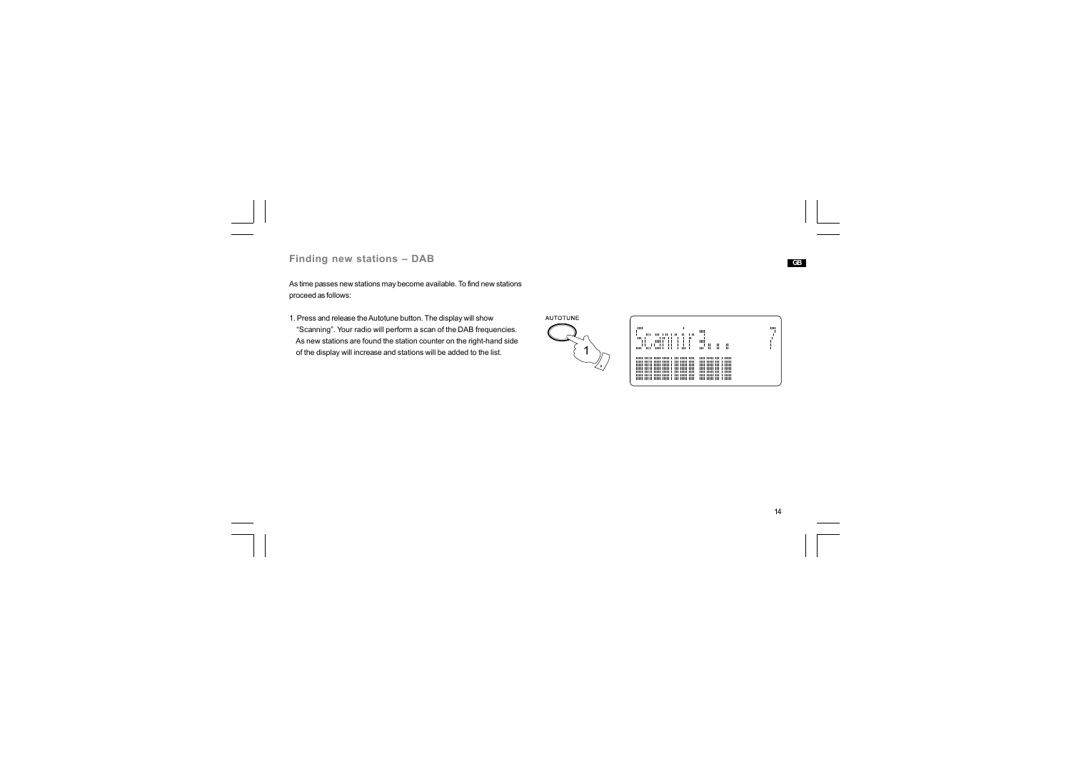## Finding new stations – DAB

As time passes new stations may become available. To find new stations proceed as follows:

1. Press and release the Autotune button. The display will show "Scanning". Your radio will perform a scan of the DAB frequencies. As new stations are found the station counter on the right-hand side of the display will increase and stations will be added to the list.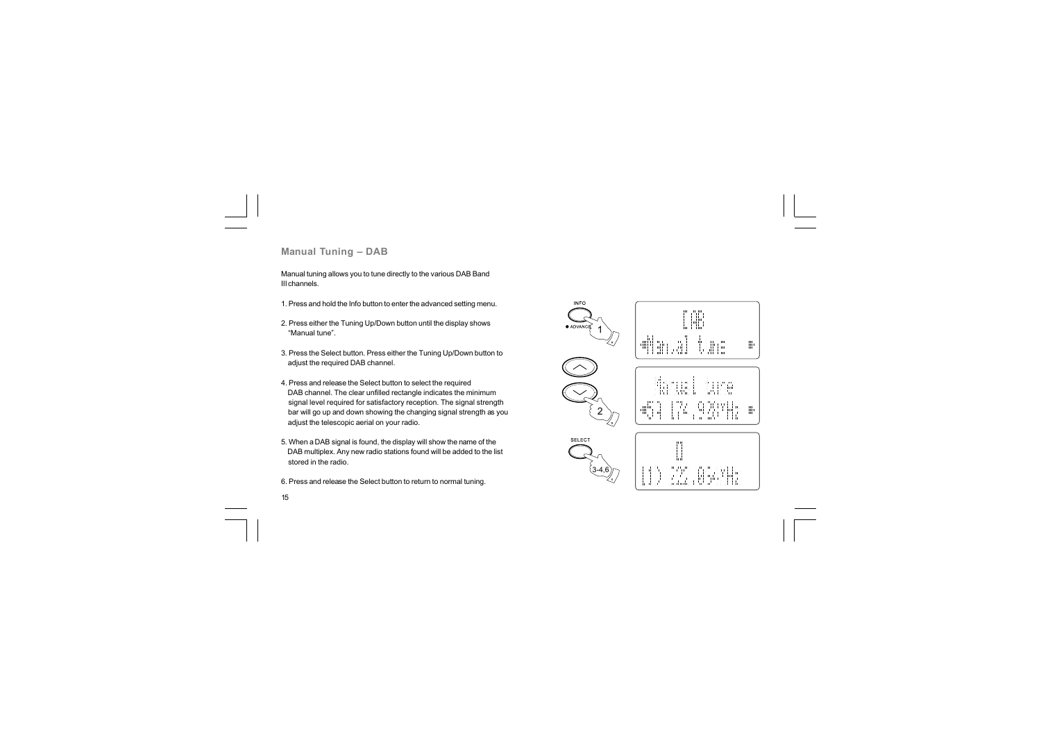## Manual Tuning – DAB

Manual tuning allows you to tune directly to the various DAB Band III channels.

1. Press and hold the Info button to enter the advanced setting menu.

2. Press either the Tuning Up/Down button until the display shows "Manual tune".

3. Press the Select button. Press either the Tuning Up/Down button to adjust the required DAB channel.

4. Press and release the Select button to select the required DAB channel. The clear unfilled rectangle indicates the minimum signal level required for satisfactory reception. The signal strength bar will go up and down showing the changing signal strength as you adjust the telescopic aerial on your radio.

5. When a DAB signal is found, the display will show the name of the DAB multiplex. Any new radio stations found will be added to the list stored in the radio.

6. Press and release the Select button to return to normal tuning.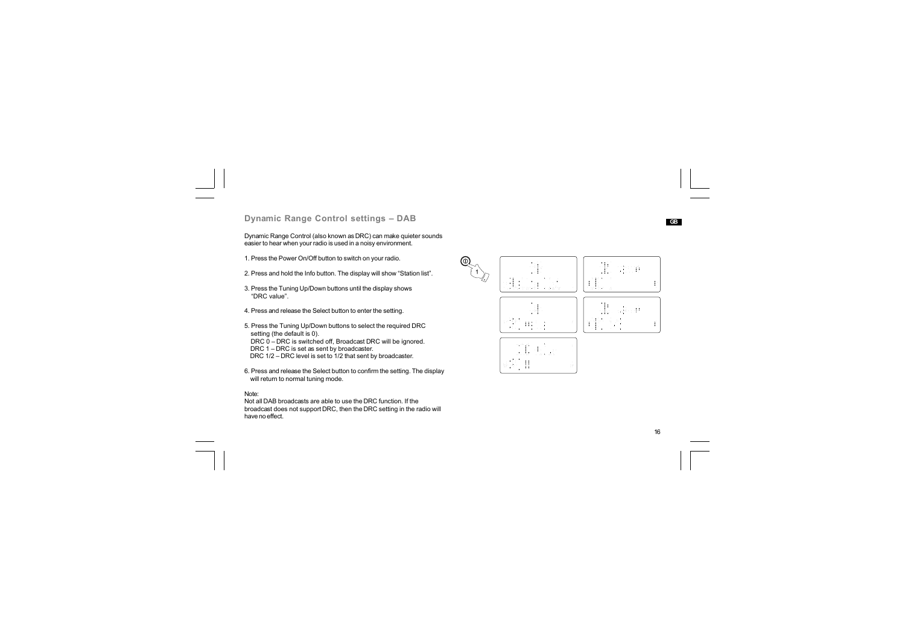## Dynamic Range Control settings – DAB

Dynamic Range Control (also known as DRC) can make quieter sounds easier to hear when your radio is used in a noisy environment.

1. Press the Power On/Off button to switch on your radio.

2. Press and hold the Info button. The display will show "Station list".

3. Press the Tuning Up/Down buttons until the display shows "DRC value".

4. Press and release the Select button to enter the setting.

5. Press the Tuning Up/Down buttons to select the required DRC setting (the default is 0).
   DRC 0 – DRC is switched off, Broadcast DRC will be ignored.
   DRC 1 – DRC is set as sent by broadcaster.
   DRC 1/2 – DRC level is set to 1/2 that sent by broadcaster.

6. Press and release the Select button to confirm the setting. The display will return to normal tuning mode.

Note:
Not all DAB broadcasts are able to use the DRC function. If the broadcast does not support DRC, then the DRC setting in the radio will have no effect.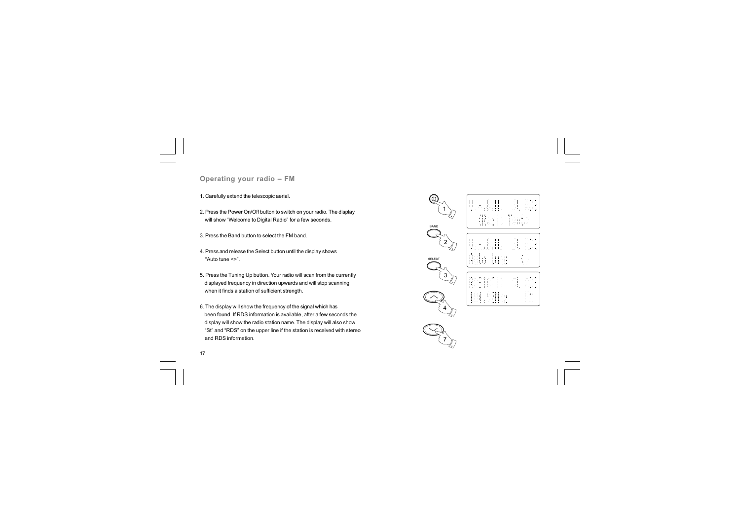## Operating your radio – FM

1. Carefully extend the telescopic aerial.

2. Press the Power On/Off button to switch on your radio. The display will show "Welcome to Digital Radio" for a few seconds.

3. Press the Band button to select the FM band.

4. Press and release the Select button until the display shows "Auto tune <>".

5. Press the Tuning Up button. Your radio will scan from the currently displayed frequency in direction upwards and will stop scanning when it finds a station of sufficient strength.

6. The display will show the frequency of the signal which has been found. If RDS information is available, after a few seconds the display will show the radio station name. The display will also show "St" and "RDS" on the upper line if the station is received with stereo and RDS information.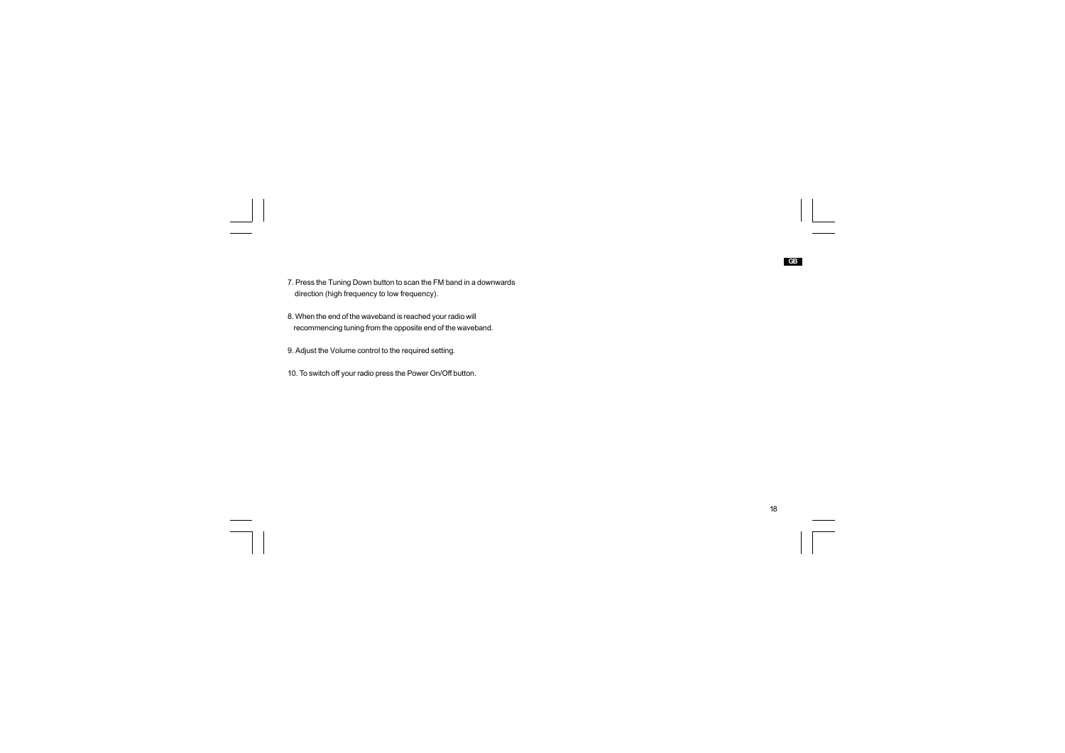7. Press the Tuning Down button to scan the FM band in a downwards direction (high frequency to low frequency).

8. When the end of the waveband is reached your radio will recommencing tuning from the opposite end of the waveband.

9. Adjust the Volume control to the required setting.

10. To switch off your radio press the Power On/Off button.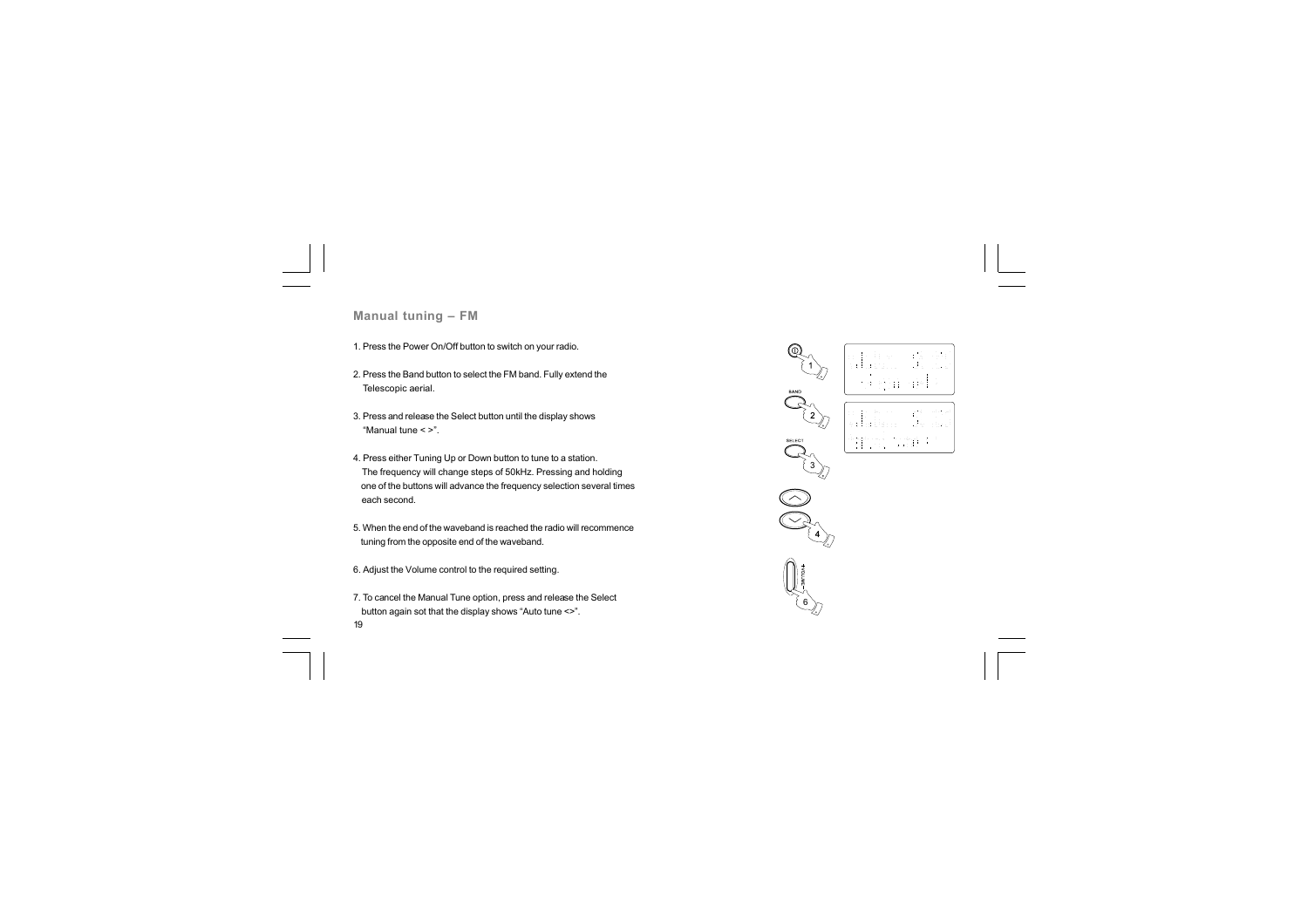## Manual tuning – FM

1. Press the Power On/Off button to switch on your radio.

2. Press the Band button to select the FM band. Fully extend the Telescopic aerial.

3. Press and release the Select button until the display shows "Manual tune < >".

4. Press either Tuning Up or Down button to tune to a station. The frequency will change steps of 50kHz. Pressing and holding one of the buttons will advance the frequency selection several times each second.

5. When the end of the waveband is reached the radio will recommence tuning from the opposite end of the waveband.

6. Adjust the Volume control to the required setting.

7. To cancel the Manual Tune option, press and release the Select button again sot that the display shows "Auto tune <>".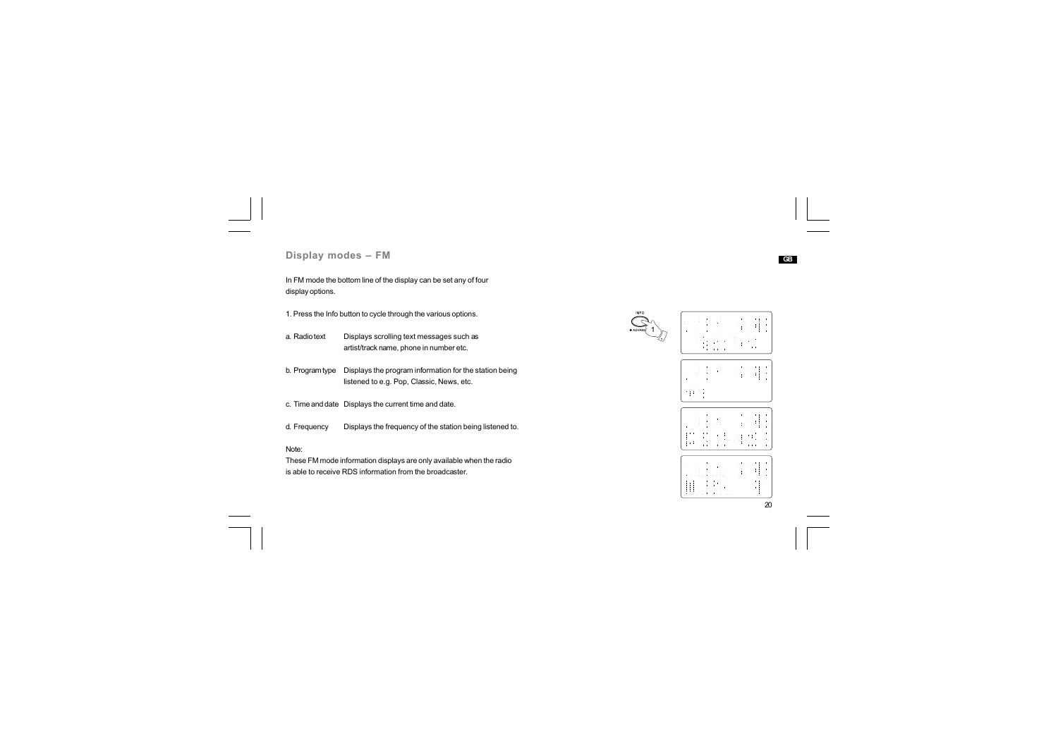## Display modes – FM

In FM mode the bottom line of the display can be set any of four display options.

1. Press the Info button to cycle through the various options.

| | |
|---|---|
| a. Radio text | Displays scrolling text messages such as artist/track name, phone in number etc. |
| b. Program type | Displays the program information for the station being listened to e.g. Pop, Classic, News, etc. |
| c. Time and date | Displays the current time and date. |
| d. Frequency | Displays the frequency of the station being listened to. |

Note:
These FM mode information displays are only available when the radio is able to receive RDS information from the broadcaster.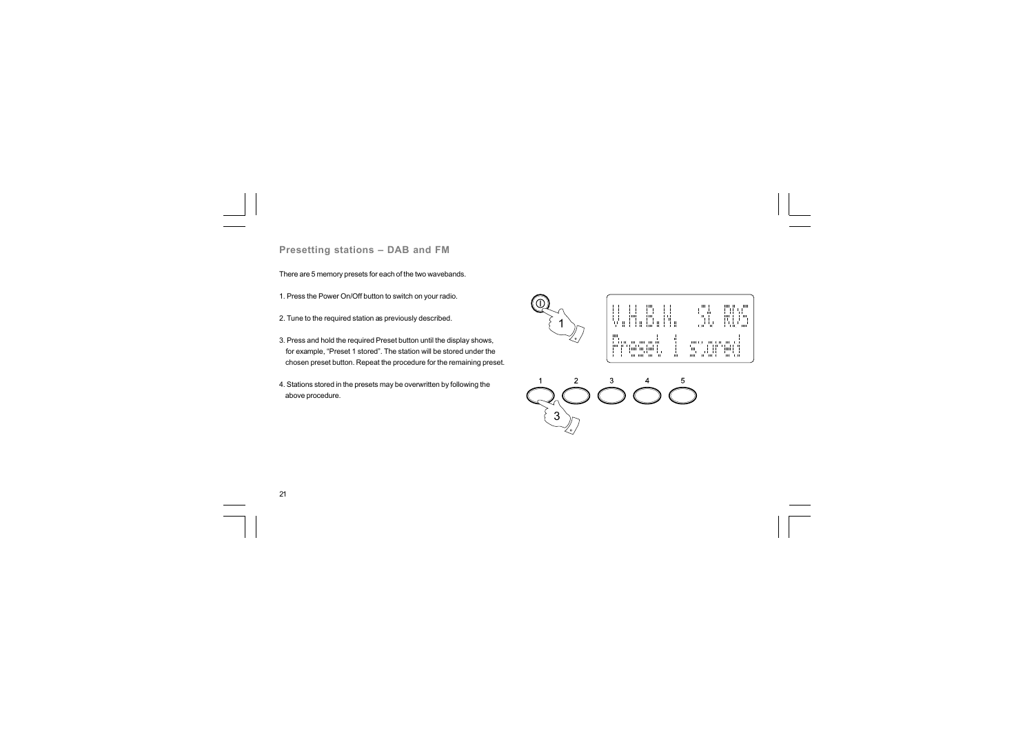## Presetting stations – DAB and FM

There are 5 memory presets for each of the two wavebands.

1. Press the Power On/Off button to switch on your radio.

2. Tune to the required station as previously described.

3. Press and hold the required Preset button until the display shows, for example, "Preset 1 stored". The station will be stored under the chosen preset button. Repeat the procedure for the remaining preset.

4. Stations stored in the presets may be overwritten by following the above procedure.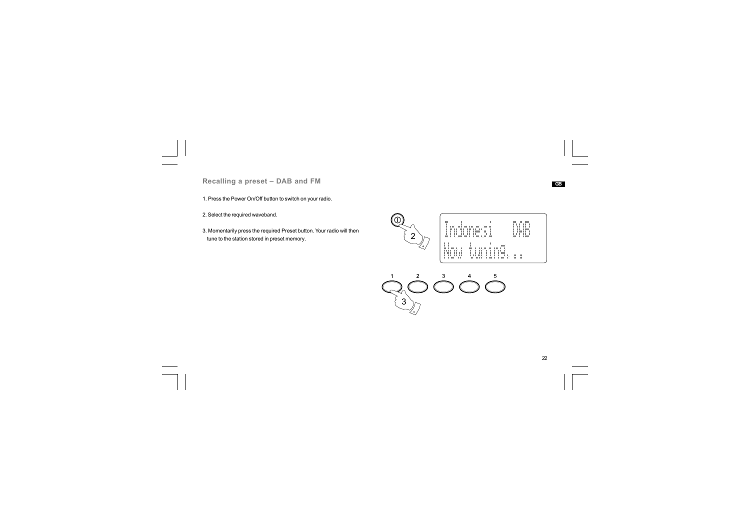## Recalling a preset – DAB and FM

1. Press the Power On/Off button to switch on your radio.

2. Select the required waveband.

3. Momentarily press the required Preset button. Your radio will then tune to the station stored in preset memory.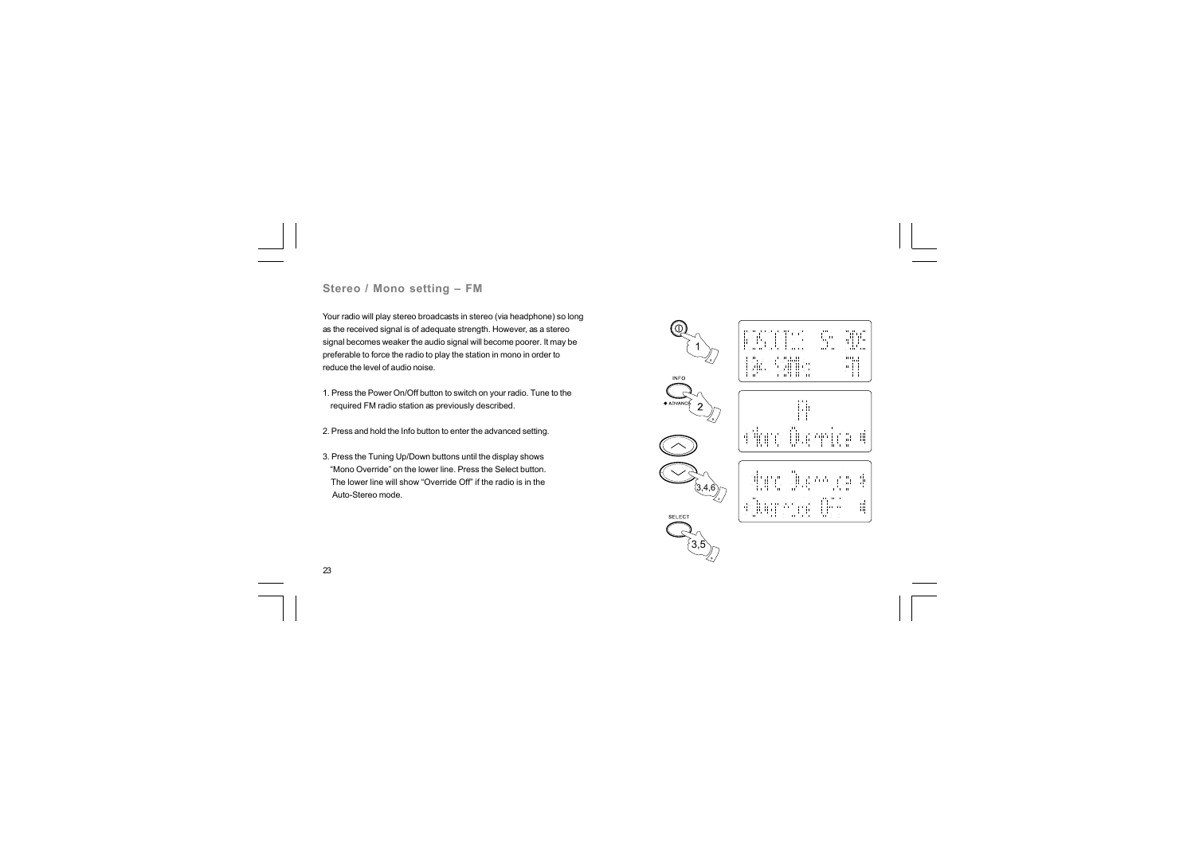## Stereo / Mono setting – FM

Your radio will play stereo broadcasts in stereo (via headphone) so long as the received signal is of adequate strength. However, as a stereo signal becomes weaker the audio signal will become poorer. It may be preferable to force the radio to play the station in mono in order to reduce the level of audio noise.

1. Press the Power On/Off button to switch on your radio. Tune to the required FM radio station as previously described.

2. Press and hold the Info button to enter the advanced setting.

3. Press the Tuning Up/Down buttons until the display shows "Mono Override" on the lower line. Press the Select button. The lower line will show "Override Off" if the radio is in the Auto-Stereo mode.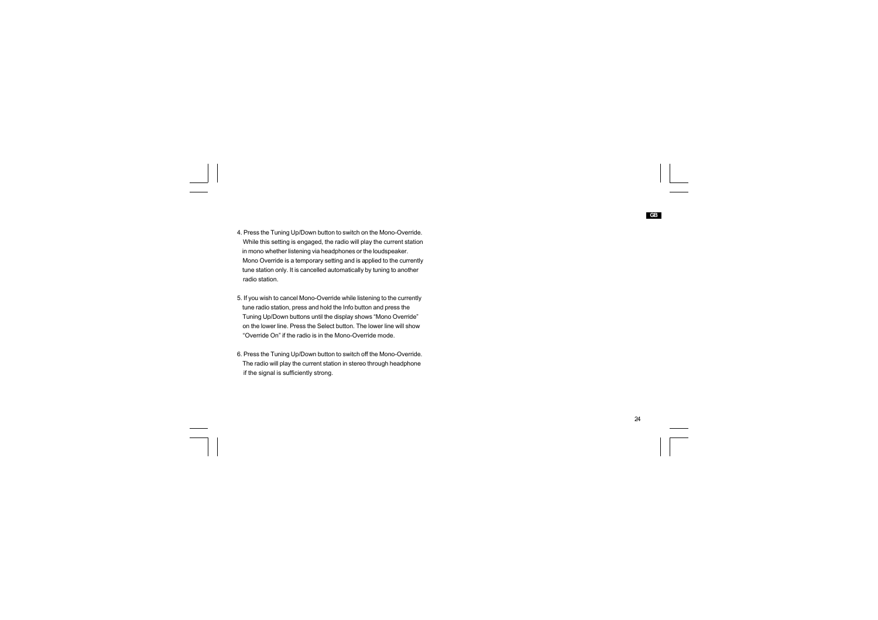4. Press the Tuning Up/Down button to switch on the Mono-Override. While this setting is engaged, the radio will play the current station in mono whether listening via headphones or the loudspeaker. Mono Override is a temporary setting and is applied to the currently tune station only. It is cancelled automatically by tuning to another radio station.

5. If you wish to cancel Mono-Override while listening to the currently tune radio station, press and hold the Info button and press the Tuning Up/Down buttons until the display shows "Mono Override" on the lower line. Press the Select button. The lower line will show "Override On" if the radio is in the Mono-Override mode.

6. Press the Tuning Up/Down button to switch off the Mono-Override. The radio will play the current station in stereo through headphone if the signal is sufficiently strong.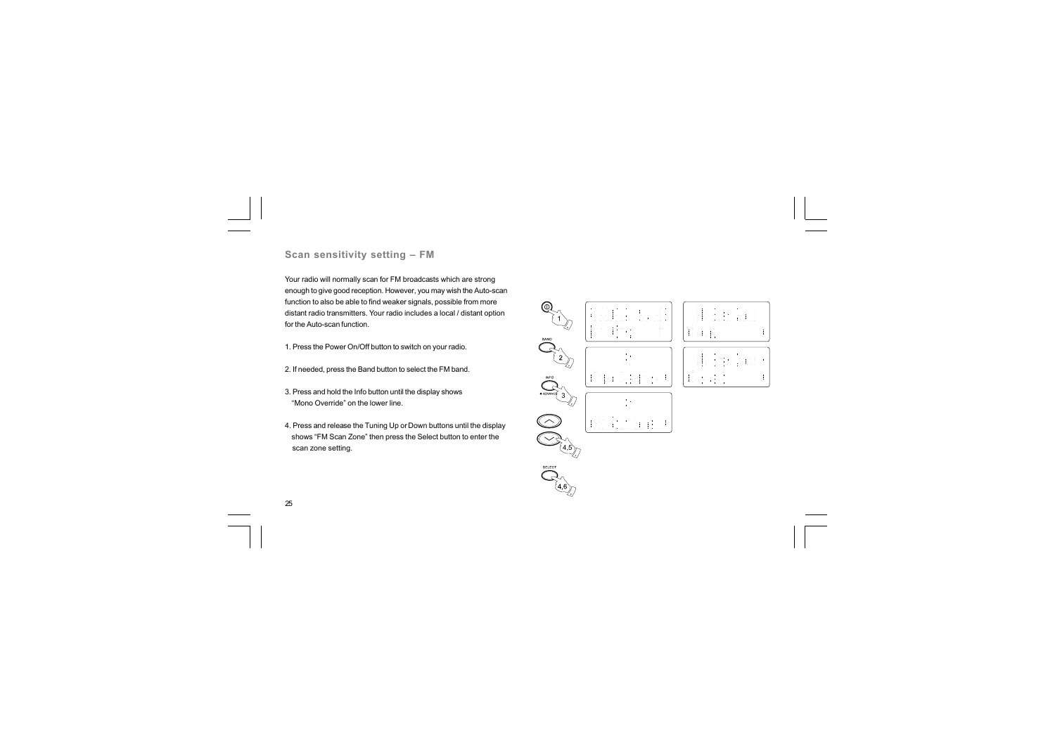## Scan sensitivity setting – FM

Your radio will normally scan for FM broadcasts which are strong enough to give good reception. However, you may wish the Auto-scan function to also be able to find weaker signals, possible from more distant radio transmitters. Your radio includes a local / distant option for the Auto-scan function.

1. Press the Power On/Off button to switch on your radio.

2. If needed, press the Band button to select the FM band.

3. Press and hold the Info button until the display shows "Mono Override" on the lower line.

4. Press and release the Tuning Up or Down buttons until the display shows "FM Scan Zone" then press the Select button to enter the scan zone setting.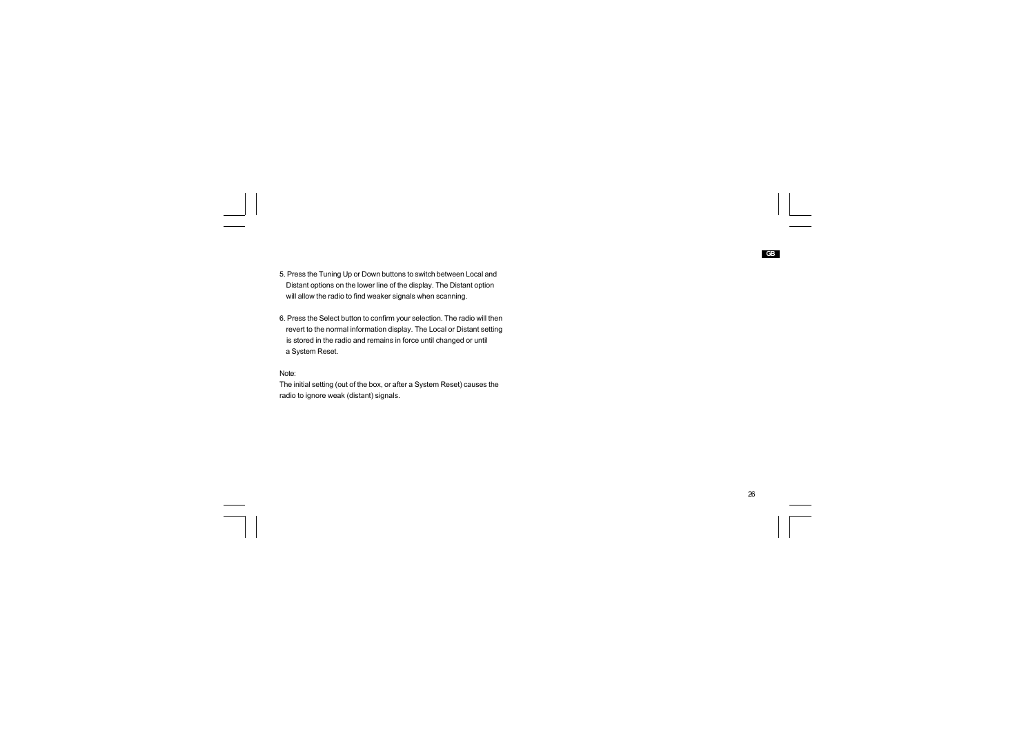5. Press the Tuning Up or Down buttons to switch between Local and Distant options on the lower line of the display. The Distant option will allow the radio to find weaker signals when scanning.

6. Press the Select button to confirm your selection. The radio will then revert to the normal information display. The Local or Distant setting is stored in the radio and remains in force until changed or until a System Reset.

Note:
The initial setting (out of the box, or after a System Reset) causes the radio to ignore weak (distant) signals.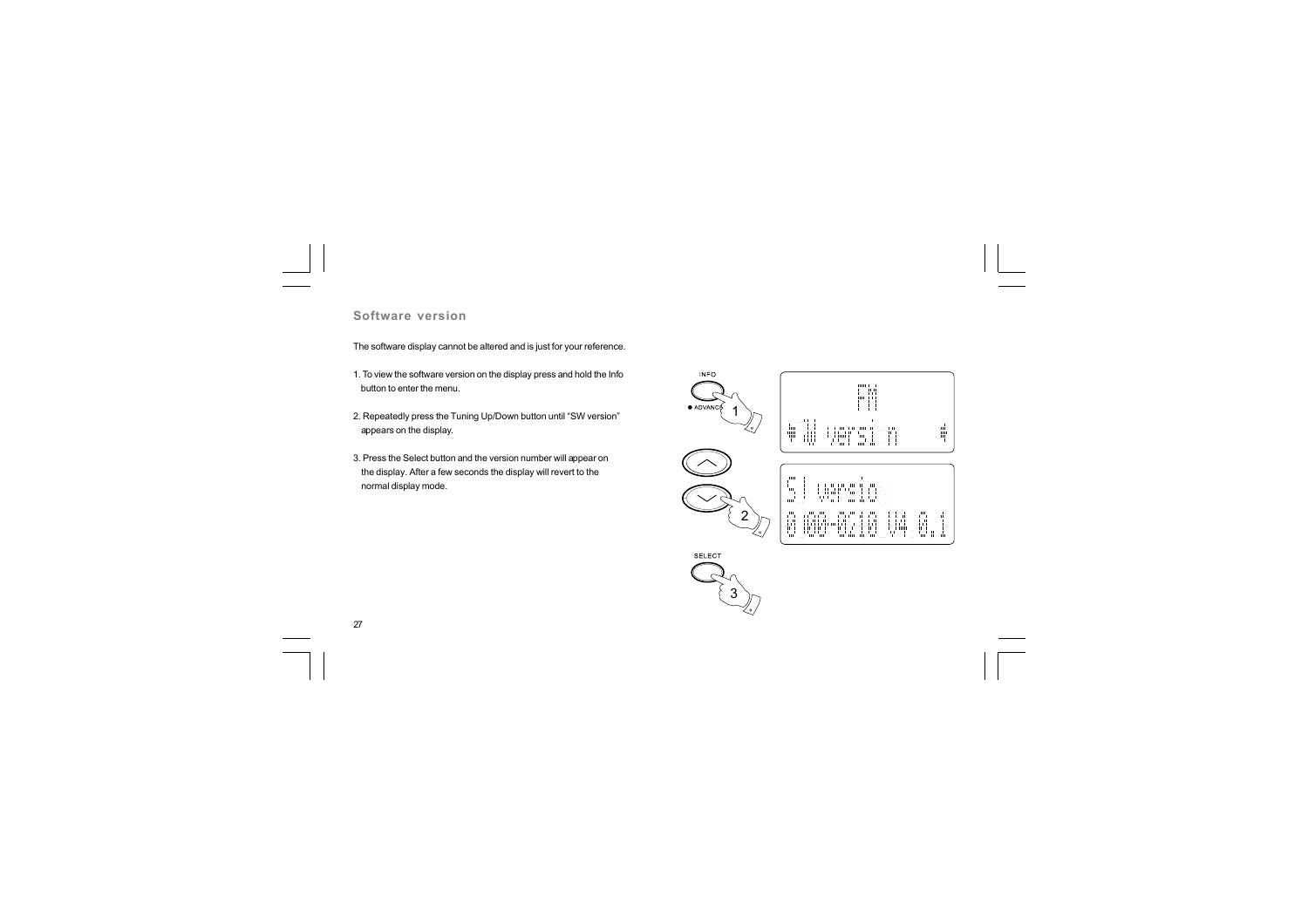## Software version

The software display cannot be altered and is just for your reference.

1. To view the software version on the display press and hold the Info button to enter the menu.

2. Repeatedly press the Tuning Up/Down button until "SW version" appears on the display.

3. Press the Select button and the version number will appear on the display. After a few seconds the display will revert to the normal display mode.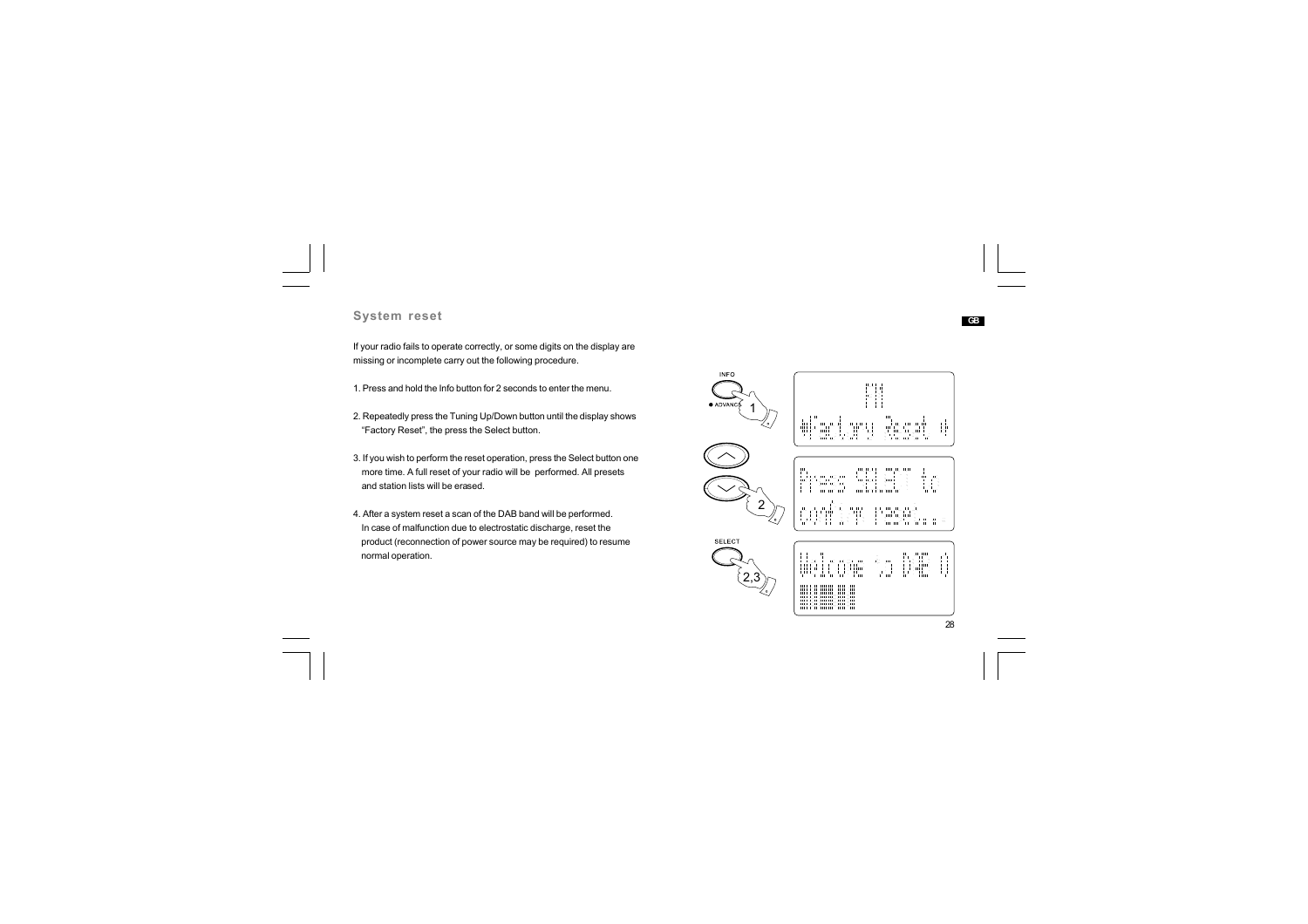## System reset

If your radio fails to operate correctly, or some digits on the display are missing or incomplete carry out the following procedure.

1. Press and hold the Info button for 2 seconds to enter the menu.

2. Repeatedly press the Tuning Up/Down button until the display shows "Factory Reset", the press the Select button.

3. If you wish to perform the reset operation, press the Select button one more time. A full reset of your radio will be performed. All presets and station lists will be erased.

4. After a system reset a scan of the DAB band will be performed. In case of malfunction due to electrostatic discharge, reset the product (reconnection of power source may be required) to resume normal operation.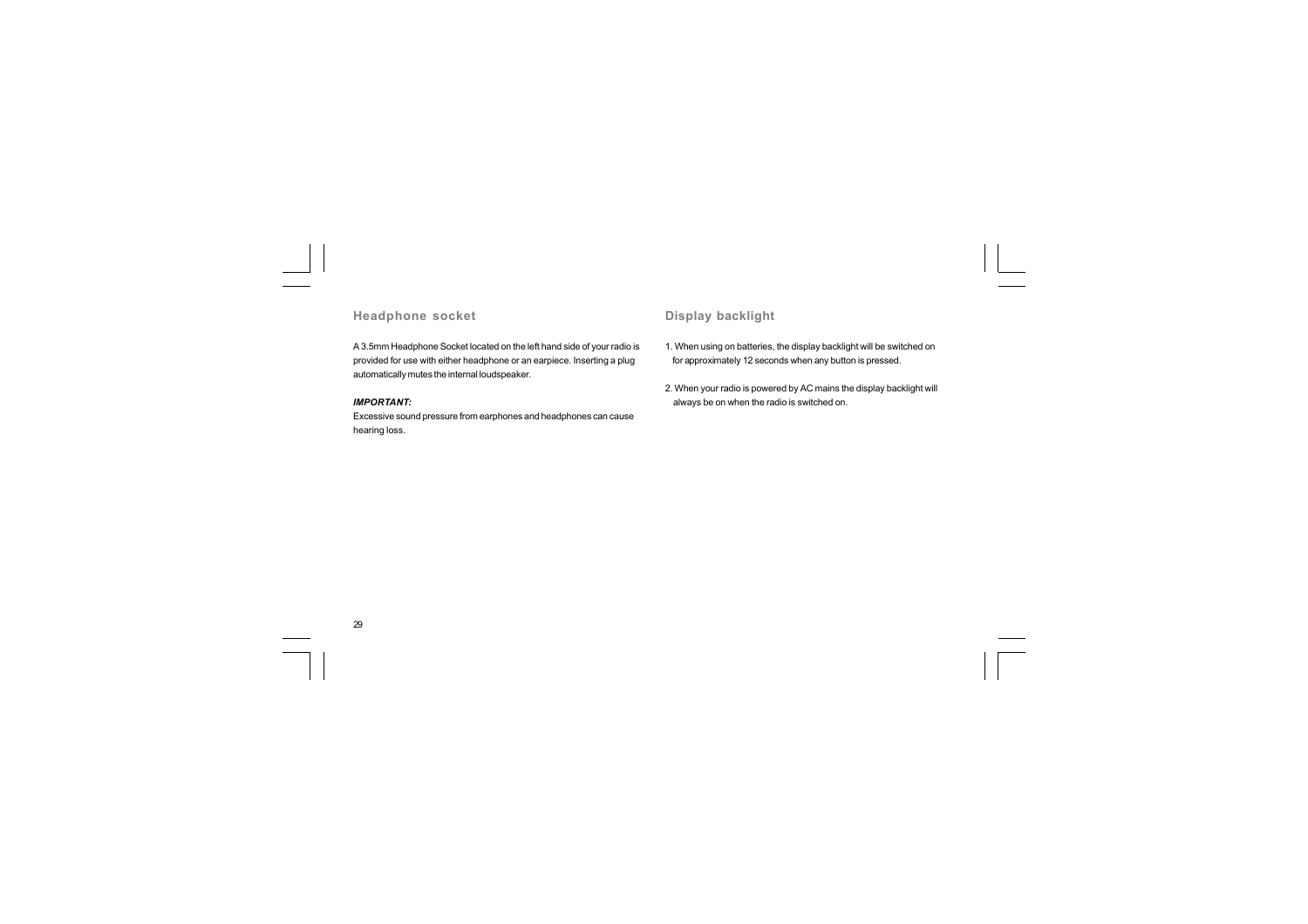## Headphone socket

A 3.5mm Headphone Socket located on the left hand side of your radio is provided for use with either headphone or an earpiece. Inserting a plug automatically mutes the internal loudspeaker.

***IMPORTANT:***

Excessive sound pressure from earphones and headphones can cause hearing loss.

## Display backlight

1. When using on batteries, the display backlight will be switched on for approximately 12 seconds when any button is pressed.

2. When your radio is powered by AC mains the display backlight will always be on when the radio is switched on.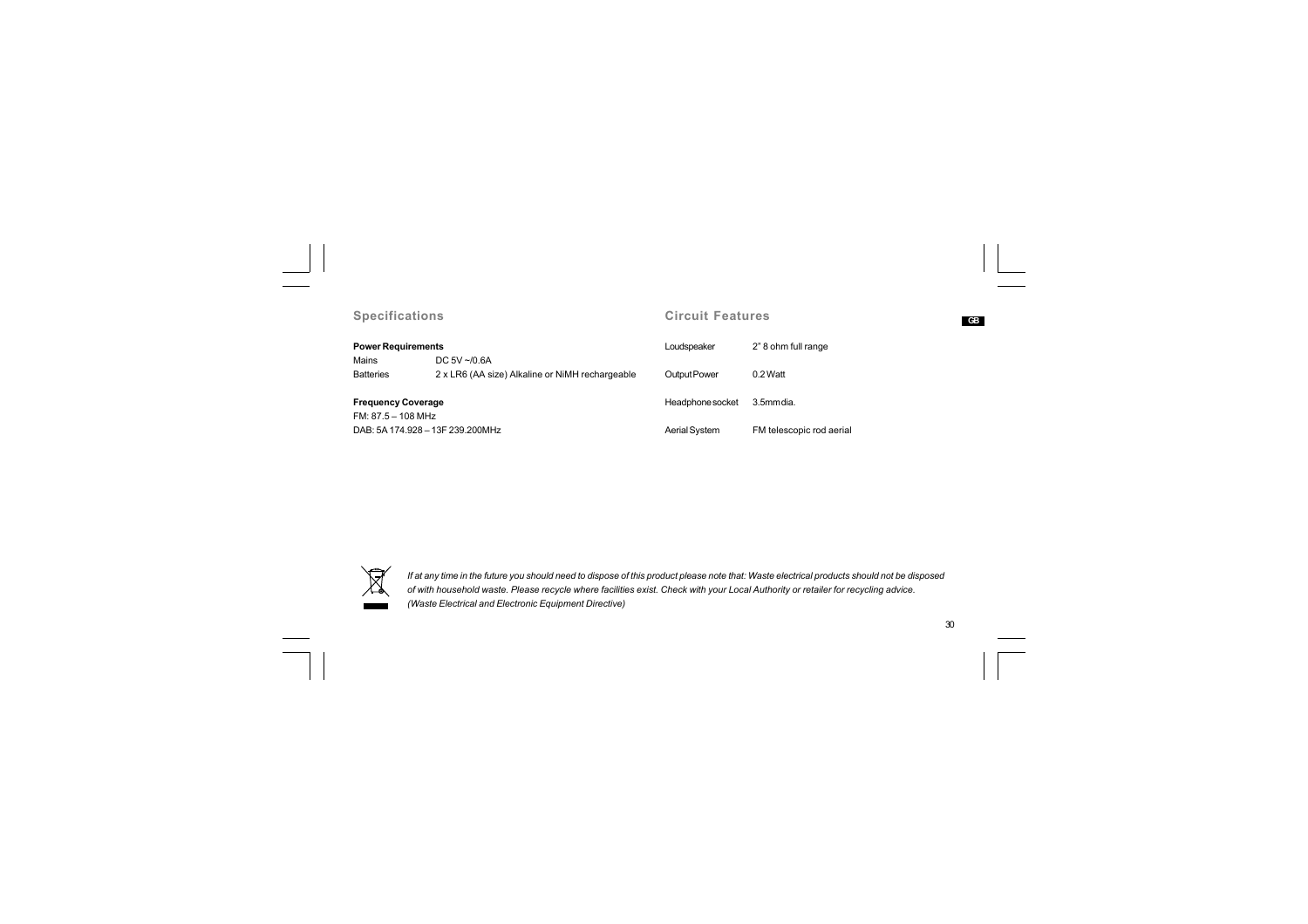## Specifications

**Power Requirements**

| | |
|---|---|
| Mains | DC 5V ~/0.6A |
| Batteries | 2 x LR6 (AA size) Alkaline or NiMH rechargeable |

**Frequency Coverage**

FM: 87.5 – 108 MHz

DAB: 5A 174.928 – 13F 239.200MHz

## Circuit Features

| | |
|---|---|
| Loudspeaker | 2" 8 ohm full range |
| Output Power | 0.2 Watt |
| Headphone socket | 3.5mm dia. |
| Aerial System | FM telescopic rod aerial |

*If at any time in the future you should need to dispose of this product please note that: Waste electrical products should not be disposed of with household waste. Please recycle where facilities exist. Check with your Local Authority or retailer for recycling advice. (Waste Electrical and Electronic Equipment Directive)*